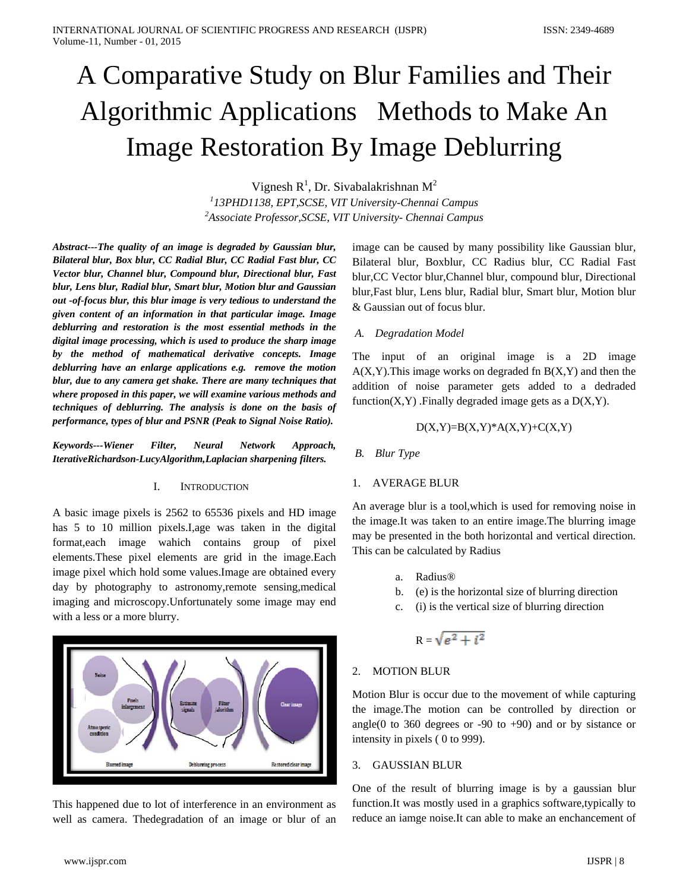# A Comparative Study on Blur Families and Their Algorithmic Applications Methods to Make An Image Restoration By Image Deblurring

Vignesh R[1], Dr. Sivabalakrishnan M[2]

[1]13PHD1138, EPT,SCSE, VIT University-Chennai Campus

[2]Associate Professor,SCSE, VIT University- Chennai Campus

***Abstract---The quality of an image is degraded by Gaussian blur, Bilateral blur, Box blur, CC Radial Blur, CC Radial Fast blur, CC Vector blur, Channel blur, Compound blur, Directional blur, Fast blur, Lens blur, Radial blur, Smart blur, Motion blur and Gaussian out -of-focus blur, this blur image is very tedious to understand the given content of an information in that particular image. Image deblurring and restoration is the most essential methods in the digital image processing, which is used to produce the sharp image by the method of mathematical derivative concepts. Image deblurring have an enlarge applications e.g. remove the motion blur, due to any camera get shake. There are many techniques that where proposed in this paper, we will examine various methods and techniques of deblurring. The analysis is done on the basis of performance, types of blur and PSNR (Peak to Signal Noise Ratio).***

***Keywords---Wiener Filter, Neural Network Approach, IterativeRichardson-LucyAlgorithm,Laplacian sharpening filters.***

## I. Introduction

A basic image pixels is 2562 to 65536 pixels and HD image has 5 to 10 million pixels.I,age was taken in the digital format,each image wahich contains group of pixel elements.These pixel elements are grid in the image.Each image pixel which hold some values.Image are obtained every day by photography to astronomy,remote sensing,medical imaging and microscopy.Unfortunately some image may end with a less or a more blurry.

This happened due to lot of interference in an environment as well as camera. Thedegradation of an image or blur of an image can be caused by many possibility like Gaussian blur, Bilateral blur, Boxblur, CC Radius blur, CC Radial Fast blur,CC Vector blur,Channel blur, compound blur, Directional blur,Fast blur, Lens blur, Radial blur, Smart blur, Motion blur & Gaussian out of focus blur.

### A. Degradation Model

The input of an original image is a 2D image A(X,Y).This image works on degraded fn B(X,Y) and then the addition of noise parameter gets added to a dedraded function(X,Y) .Finally degraded image gets as a D(X,Y).

$$D(X,Y)=B(X,Y)*A(X,Y)+C(X,Y)$$

### B. Blur Type

#### 1. AVERAGE BLUR

An average blur is a tool,which is used for removing noise in the image.It was taken to an entire image.The blurring image may be presented in the both horizontal and vertical direction. This can be calculated by Radius

a. Radius®
b. (e) is the horizontal size of blurring direction
c. (i) is the vertical size of blurring direction

$$R = \sqrt{e^2 + i^2}$$

#### 2. MOTION BLUR

Motion Blur is occur due to the movement of while capturing the image.The motion can be controlled by direction or angle(0 to 360 degrees or -90 to +90) and or by sistance or intensity in pixels ( 0 to 999).

#### 3. GAUSSIAN BLUR

One of the result of blurring image is by a gaussian blur function.It was mostly used in a graphics software,typically to reduce an iamge noise.It can able to make an enchancement of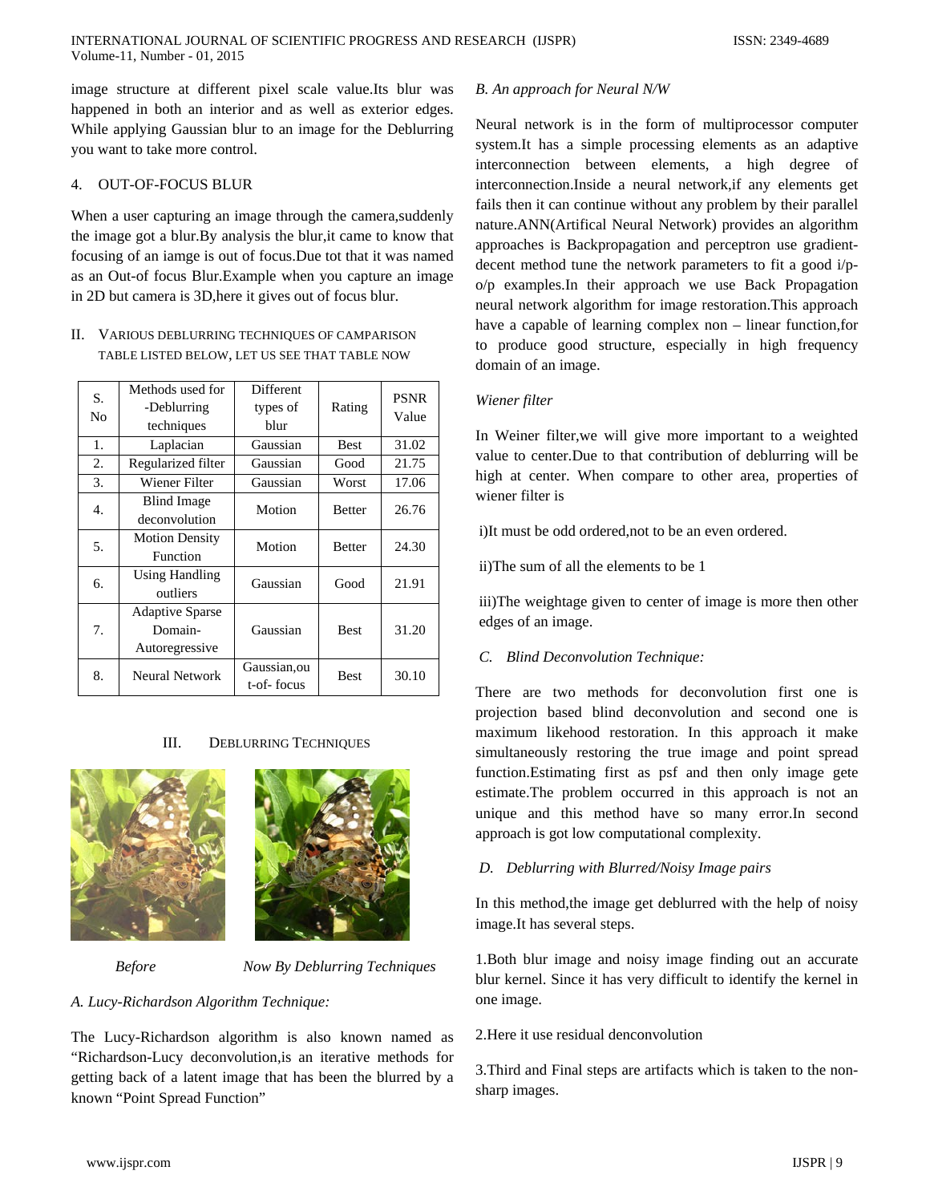image structure at different pixel scale value.Its blur was happened in both an interior and as well as exterior edges. While applying Gaussian blur to an image for the Deblurring you want to take more control.

4. OUT-OF-FOCUS BLUR

When a user capturing an image through the camera,suddenly the image got a blur.By analysis the blur,it came to know that focusing of an iamge is out of focus.Due tot that it was named as an Out-of focus Blur.Example when you capture an image in 2D but camera is 3D,here it gives out of focus blur.

## II. VARIOUS DEBLURRING TECHNIQUES OF CAMPARISON TABLE LISTED BELOW, LET US SEE THAT TABLE NOW

| S. No | Methods used for -Deblurring techniques | Different types of blur | Rating | PSNR Value |
|---|---|---|---|---|
| 1. | Laplacian | Gaussian | Best | 31.02 |
| 2. | Regularized filter | Gaussian | Good | 21.75 |
| 3. | Wiener Filter | Gaussian | Worst | 17.06 |
| 4. | Blind Image deconvolution | Motion | Better | 26.76 |
| 5. | Motion Density Function | Motion | Better | 24.30 |
| 6. | Using Handling outliers | Gaussian | Good | 21.91 |
| 7. | Adaptive Sparse Domain-Autoregressive | Gaussian | Best | 31.20 |
| 8. | Neural Network | Gaussian,out-of- focus | Best | 30.10 |

## III. DEBLURRING TECHNIQUES

*Before* *Now By Deblurring Techniques*

### *A. Lucy-Richardson Algorithm Technique:*

The Lucy-Richardson algorithm is also known named as "Richardson-Lucy deconvolution,is an iterative methods for getting back of a latent image that has been the blurred by a known "Point Spread Function"

### *B. An approach for Neural N/W*

Neural network is in the form of multiprocessor computer system.It has a simple processing elements as an adaptive interconnection between elements, a high degree of interconnection.Inside a neural network,if any elements get fails then it can continue without any problem by their parallel nature.ANN(Artifical Neural Network) provides an algorithm approaches is Backpropagation and perceptron use gradient-decent method tune the network parameters to fit a good i/p-o/p examples.In their approach we use Back Propagation neural network algorithm for image restoration.This approach have a capable of learning complex non – linear function,for to produce good structure, especially in high frequency domain of an image.

### *Wiener filter*

In Weiner filter,we will give more important to a weighted value to center.Due to that contribution of deblurring will be high at center. When compare to other area, properties of wiener filter is

i)It must be odd ordered,not to be an even ordered.

ii)The sum of all the elements to be 1

iii)The weightage given to center of image is more then other edges of an image.

### *C. Blind Deconvolution Technique:*

There are two methods for deconvolution first one is projection based blind deconvolution and second one is maximum likehood restoration. In this approach it make simultaneously restoring the true image and point spread function.Estimating first as psf and then only image gete estimate.The problem occurred in this approach is not an unique and this method have so many error.In second approach is got low computational complexity.

### *D. Deblurring with Blurred/Noisy Image pairs*

In this method,the image get deblurred with the help of noisy image.It has several steps.

1.Both blur image and noisy image finding out an accurate blur kernel. Since it has very difficult to identify the kernel in one image.

2.Here it use residual denconvolution

3.Third and Final steps are artifacts which is taken to the non-sharp images.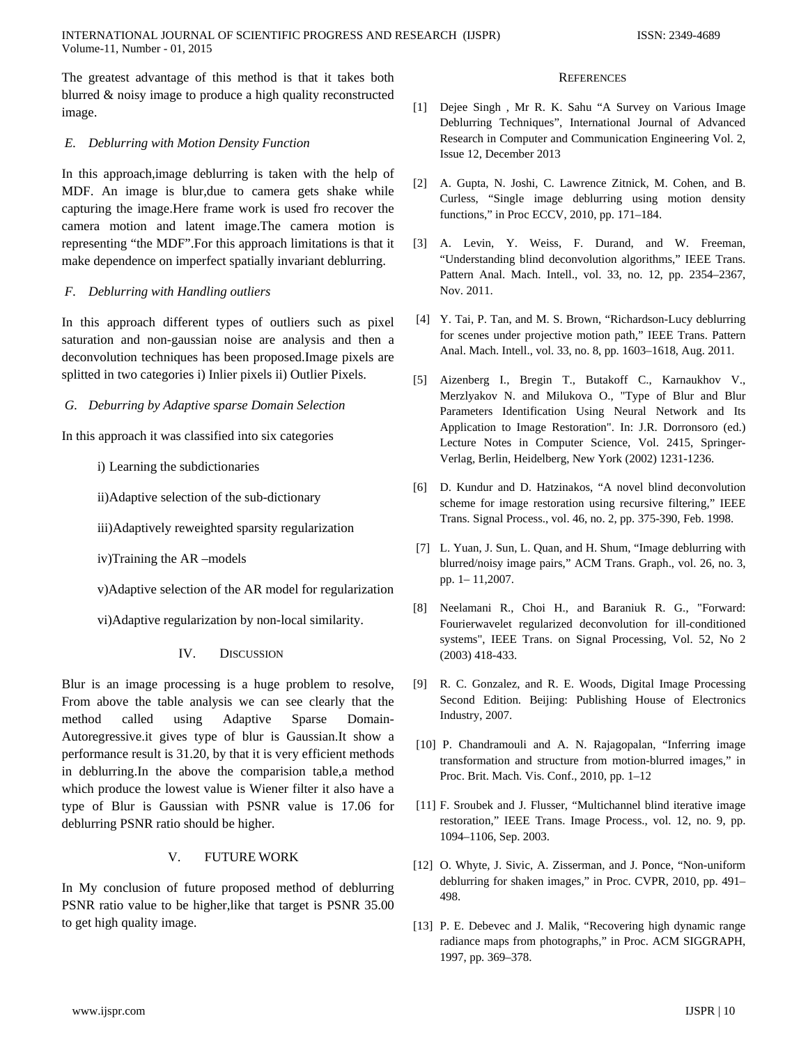The greatest advantage of this method is that it takes both blurred & noisy image to produce a high quality reconstructed image.

### *E. Deblurring with Motion Density Function*

In this approach,image deblurring is taken with the help of MDF. An image is blur,due to camera gets shake while capturing the image.Here frame work is used fro recover the camera motion and latent image.The camera motion is representing "the MDF".For this approach limitations is that it make dependence on imperfect spatially invariant deblurring.

### *F. Deblurring with Handling outliers*

In this approach different types of outliers such as pixel saturation and non-gaussian noise are analysis and then a deconvolution techniques has been proposed.Image pixels are splitted in two categories i) Inlier pixels ii) Outlier Pixels.

### *G. Deburring by Adaptive sparse Domain Selection*

In this approach it was classified into six categories

i) Learning the subdictionaries

ii)Adaptive selection of the sub-dictionary

iii)Adaptively reweighted sparsity regularization

iv)Training the AR –models

v)Adaptive selection of the AR model for regularization

vi)Adaptive regularization by non-local similarity.

## IV. Discussion

Blur is an image processing is a huge problem to resolve, From above the table analysis we can see clearly that the method called using Adaptive Sparse Domain-Autoregressive.it gives type of blur is Gaussian.It show a performance result is 31.20, by that it is very efficient methods in deblurring.In the above the comparision table,a method which produce the lowest value is Wiener filter it also have a type of Blur is Gaussian with PSNR value is 17.06 for deblurring PSNR ratio should be higher.

## V. Future Work

In My conclusion of future proposed method of deblurring PSNR ratio value to be higher,like that target is PSNR 35.00 to get high quality image.

## References

[1] Dejee Singh , Mr R. K. Sahu "A Survey on Various Image Deblurring Techniques", International Journal of Advanced Research in Computer and Communication Engineering Vol. 2, Issue 12, December 2013

[2] A. Gupta, N. Joshi, C. Lawrence Zitnick, M. Cohen, and B. Curless, "Single image deblurring using motion density functions," in Proc ECCV, 2010, pp. 171–184.

[3] A. Levin, Y. Weiss, F. Durand, and W. Freeman, "Understanding blind deconvolution algorithms," IEEE Trans. Pattern Anal. Mach. Intell., vol. 33, no. 12, pp. 2354–2367, Nov. 2011.

[4] Y. Tai, P. Tan, and M. S. Brown, "Richardson-Lucy deblurring for scenes under projective motion path," IEEE Trans. Pattern Anal. Mach. Intell., vol. 33, no. 8, pp. 1603–1618, Aug. 2011.

[5] Aizenberg I., Bregin T., Butakoff C., Karnaukhov V., Merzlyakov N. and Milukova O., "Type of Blur and Blur Parameters Identification Using Neural Network and Its Application to Image Restoration". In: J.R. Dorronsoro (ed.) Lecture Notes in Computer Science, Vol. 2415, Springer-Verlag, Berlin, Heidelberg, New York (2002) 1231-1236.

[6] D. Kundur and D. Hatzinakos, "A novel blind deconvolution scheme for image restoration using recursive filtering," IEEE Trans. Signal Process., vol. 46, no. 2, pp. 375-390, Feb. 1998.

[7] L. Yuan, J. Sun, L. Quan, and H. Shum, "Image deblurring with blurred/noisy image pairs," ACM Trans. Graph., vol. 26, no. 3, pp. 1– 11,2007.

[8] Neelamani R., Choi H., and Baraniuk R. G., "Forward: Fourierwavelet regularized deconvolution for ill-conditioned systems", IEEE Trans. on Signal Processing, Vol. 52, No 2 (2003) 418-433.

[9] R. C. Gonzalez, and R. E. Woods, Digital Image Processing Second Edition. Beijing: Publishing House of Electronics Industry, 2007.

[10] P. Chandramouli and A. N. Rajagopalan, "Inferring image transformation and structure from motion-blurred images," in Proc. Brit. Mach. Vis. Conf., 2010, pp. 1–12

[11] F. Sroubek and J. Flusser, "Multichannel blind iterative image restoration," IEEE Trans. Image Process., vol. 12, no. 9, pp. 1094–1106, Sep. 2003.

[12] O. Whyte, J. Sivic, A. Zisserman, and J. Ponce, "Non-uniform deblurring for shaken images," in Proc. CVPR, 2010, pp. 491–498.

[13] P. E. Debevec and J. Malik, "Recovering high dynamic range radiance maps from photographs," in Proc. ACM SIGGRAPH, 1997, pp. 369–378.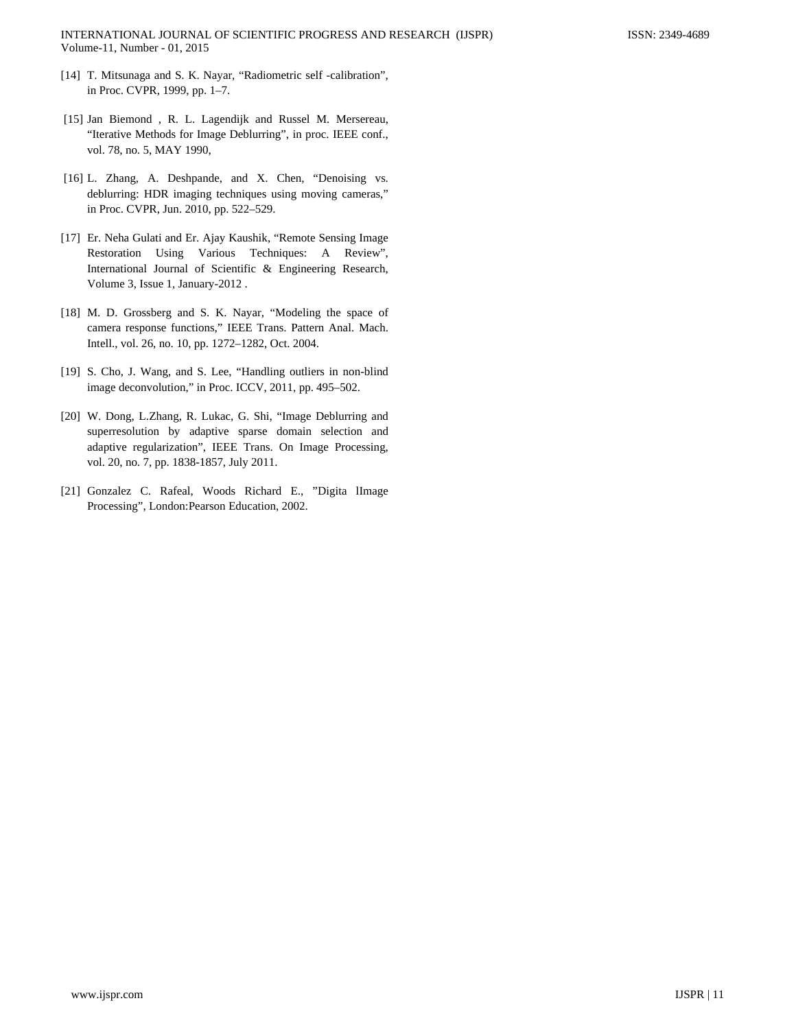[14] T. Mitsunaga and S. K. Nayar, "Radiometric self -calibration", in Proc. CVPR, 1999, pp. 1–7.

[15] Jan Biemond , R. L. Lagendijk and Russel M. Mersereau, "Iterative Methods for Image Deblurring", in proc. IEEE conf., vol. 78, no. 5, MAY 1990,

[16] L. Zhang, A. Deshpande, and X. Chen, "Denoising vs. deblurring: HDR imaging techniques using moving cameras," in Proc. CVPR, Jun. 2010, pp. 522–529.

[17] Er. Neha Gulati and Er. Ajay Kaushik, "Remote Sensing Image Restoration Using Various Techniques: A Review", International Journal of Scientific & Engineering Research, Volume 3, Issue 1, January-2012 .

[18] M. D. Grossberg and S. K. Nayar, "Modeling the space of camera response functions," IEEE Trans. Pattern Anal. Mach. Intell., vol. 26, no. 10, pp. 1272–1282, Oct. 2004.

[19] S. Cho, J. Wang, and S. Lee, "Handling outliers in non-blind image deconvolution," in Proc. ICCV, 2011, pp. 495–502.

[20] W. Dong, L.Zhang, R. Lukac, G. Shi, "Image Deblurring and superresolution by adaptive sparse domain selection and adaptive regularization", IEEE Trans. On Image Processing, vol. 20, no. 7, pp. 1838-1857, July 2011.

[21] Gonzalez C. Rafeal, Woods Richard E., "Digita lImage Processing", London:Pearson Education, 2002.